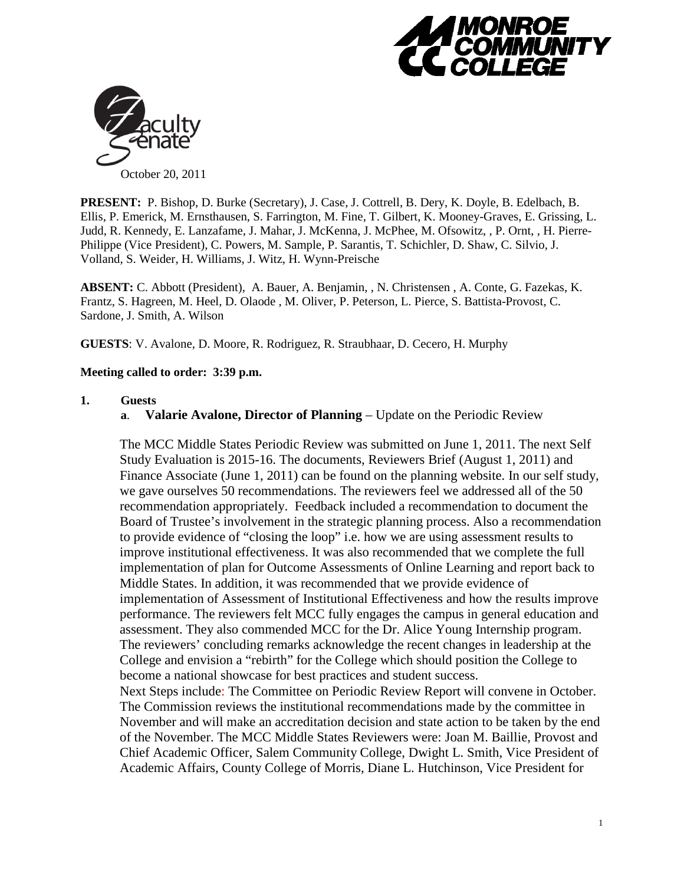MONROE COMMUNITY COLLEGE

Faculty Senate

October 20, 2011

**PRESENT:** P. Bishop, D. Burke (Secretary), J. Case, J. Cottrell, B. Dery, K. Doyle, B. Edelbach, B. Ellis, P. Emerick, M. Ernsthausen, S. Farrington, M. Fine, T. Gilbert, K. Mooney-Graves, E. Grissing, L. Judd, R. Kennedy, E. Lanzafame, J. Mahar, J. McKenna, J. McPhee, M. Ofsowitz, , P. Ornt, , H. Pierre-Philippe (Vice President), C. Powers, M. Sample, P. Sarantis, T. Schichler, D. Shaw, C. Silvio, J. Volland, S. Weider, H. Williams, J. Witz, H. Wynn-Preische

**ABSENT:** C. Abbott (President), A. Bauer, A. Benjamin, , N. Christensen , A. Conte, G. Fazekas, K. Frantz, S. Hagreen, M. Heel, D. Olaode , M. Oliver, P. Peterson, L. Pierce, S. Battista-Provost, C. Sardone, J. Smith, A. Wilson

**GUESTS**: V. Avalone, D. Moore, R. Rodriguez, R. Straubhaar, D. Cecero, H. Murphy

**Meeting called to order: 3:39 p.m.**

**1. Guests**

**a. Valarie Avalone, Director of Planning** – Update on the Periodic Review

The MCC Middle States Periodic Review was submitted on June 1, 2011. The next Self Study Evaluation is 2015-16. The documents, Reviewers Brief (August 1, 2011) and Finance Associate (June 1, 2011) can be found on the planning website. In our self study, we gave ourselves 50 recommendations. The reviewers feel we addressed all of the 50 recommendation appropriately. Feedback included a recommendation to document the Board of Trustee's involvement in the strategic planning process. Also a recommendation to provide evidence of "closing the loop" i.e. how we are using assessment results to improve institutional effectiveness. It was also recommended that we complete the full implementation of plan for Outcome Assessments of Online Learning and report back to Middle States. In addition, it was recommended that we provide evidence of implementation of Assessment of Institutional Effectiveness and how the results improve performance. The reviewers felt MCC fully engages the campus in general education and assessment. They also commended MCC for the Dr. Alice Young Internship program. The reviewers' concluding remarks acknowledge the recent changes in leadership at the College and envision a "rebirth" for the College which should position the College to become a national showcase for best practices and student success.

Next Steps include: The Committee on Periodic Review Report will convene in October. The Commission reviews the institutional recommendations made by the committee in November and will make an accreditation decision and state action to be taken by the end of the November. The MCC Middle States Reviewers were: Joan M. Baillie, Provost and Chief Academic Officer, Salem Community College, Dwight L. Smith, Vice President of Academic Affairs, County College of Morris, Diane L. Hutchinson, Vice President for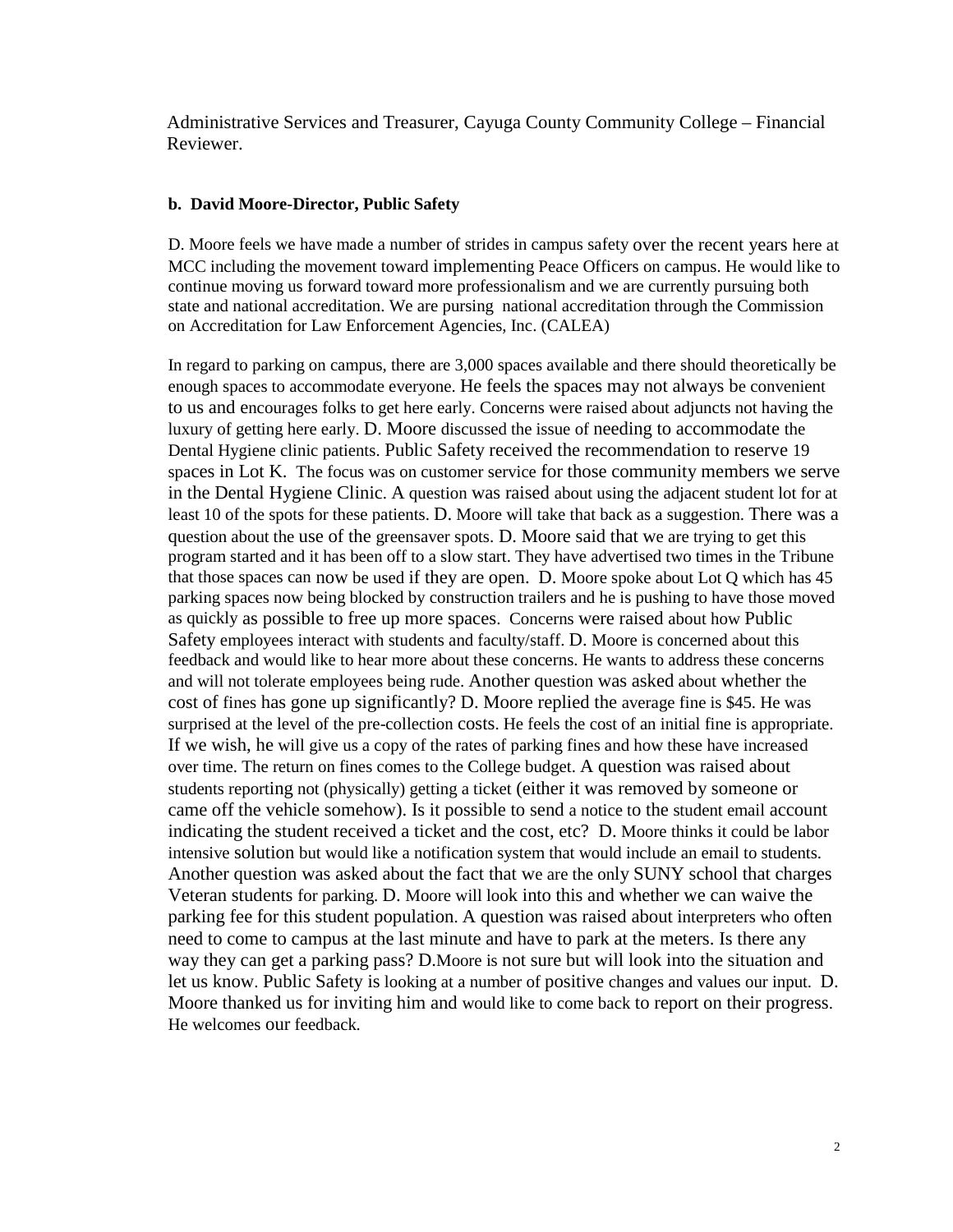Administrative Services and Treasurer, Cayuga County Community College – Financial Reviewer.

**b. David Moore-Director, Public Safety**

D. Moore feels we have made a number of strides in campus safety over the recent years here at MCC including the movement toward implementing Peace Officers on campus. He would like to continue moving us forward toward more professionalism and we are currently pursuing both state and national accreditation. We are pursing national accreditation through the Commission on Accreditation for Law Enforcement Agencies, Inc. (CALEA)

In regard to parking on campus, there are 3,000 spaces available and there should theoretically be enough spaces to accommodate everyone. He feels the spaces may not always be convenient to us and encourages folks to get here early. Concerns were raised about adjuncts not having the luxury of getting here early. D. Moore discussed the issue of needing to accommodate the Dental Hygiene clinic patients. Public Safety received the recommendation to reserve 19 spaces in Lot K. The focus was on customer service for those community members we serve in the Dental Hygiene Clinic. A question was raised about using the adjacent student lot for at least 10 of the spots for these patients. D. Moore will take that back as a suggestion. There was a question about the use of the greensaver spots. D. Moore said that we are trying to get this program started and it has been off to a slow start. They have advertised two times in the Tribune that those spaces can now be used if they are open. D. Moore spoke about Lot Q which has 45 parking spaces now being blocked by construction trailers and he is pushing to have those moved as quickly as possible to free up more spaces. Concerns were raised about how Public Safety employees interact with students and faculty/staff. D. Moore is concerned about this feedback and would like to hear more about these concerns. He wants to address these concerns and will not tolerate employees being rude. Another question was asked about whether the cost of fines has gone up significantly? D. Moore replied the average fine is $45. He was surprised at the level of the pre-collection costs. He feels the cost of an initial fine is appropriate. If we wish, he will give us a copy of the rates of parking fines and how these have increased over time. The return on fines comes to the College budget. A question was raised about students reporting not (physically) getting a ticket (either it was removed by someone or came off the vehicle somehow). Is it possible to send a notice to the student email account indicating the student received a ticket and the cost, etc? D. Moore thinks it could be labor intensive solution but would like a notification system that would include an email to students. Another question was asked about the fact that we are the only SUNY school that charges Veteran students for parking. D. Moore will look into this and whether we can waive the parking fee for this student population. A question was raised about interpreters who often need to come to campus at the last minute and have to park at the meters. Is there any way they can get a parking pass? D.Moore is not sure but will look into the situation and let us know. Public Safety is looking at a number of positive changes and values our input. D. Moore thanked us for inviting him and would like to come back to report on their progress. He welcomes our feedback.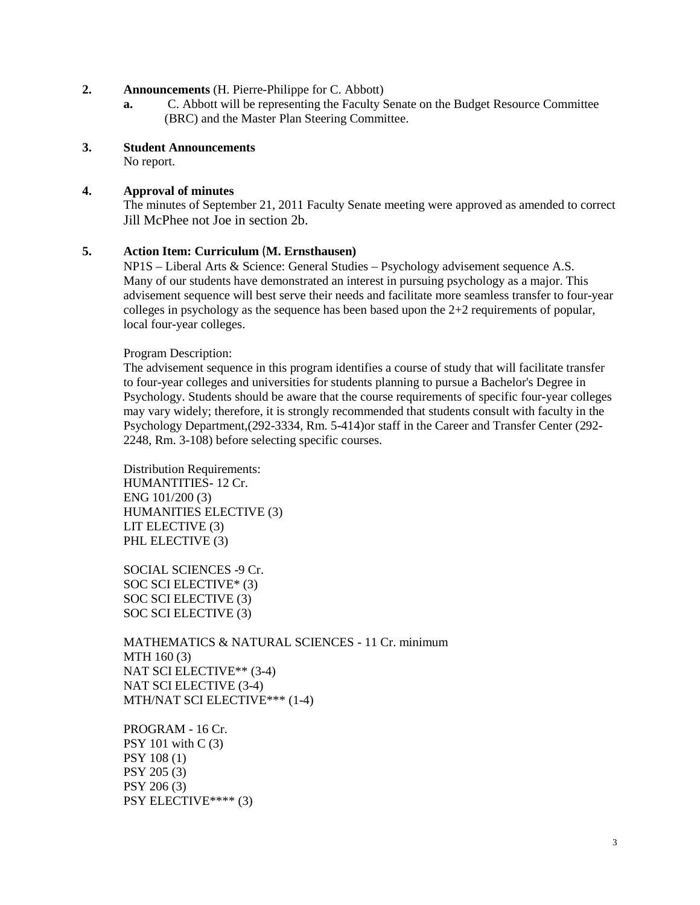**2. Announcements** (H. Pierre-Philippe for C. Abbott)

**a.** C. Abbott will be representing the Faculty Senate on the Budget Resource Committee (BRC) and the Master Plan Steering Committee.

**3. Student Announcements**

No report.

**4. Approval of minutes**

The minutes of September 21, 2011 Faculty Senate meeting were approved as amended to correct Jill McPhee not Joe in section 2b.

**5. Action Item: Curriculum (M. Ernsthausen)**

NP1S – Liberal Arts & Science: General Studies – Psychology advisement sequence A.S.
Many of our students have demonstrated an interest in pursuing psychology as a major. This advisement sequence will best serve their needs and facilitate more seamless transfer to four-year colleges in psychology as the sequence has been based upon the 2+2 requirements of popular, local four-year colleges.

Program Description:
The advisement sequence in this program identifies a course of study that will facilitate transfer to four-year colleges and universities for students planning to pursue a Bachelor's Degree in Psychology. Students should be aware that the course requirements of specific four-year colleges may vary widely; therefore, it is strongly recommended that students consult with faculty in the Psychology Department,(292-3334, Rm. 5-414)or staff in the Career and Transfer Center (292-2248, Rm. 3-108) before selecting specific courses.

Distribution Requirements:
HUMANTITIES- 12 Cr.
ENG 101/200 (3)
HUMANITIES ELECTIVE (3)
LIT ELECTIVE (3)
PHL ELECTIVE (3)

SOCIAL SCIENCES -9 Cr.
SOC SCI ELECTIVE* (3)
SOC SCI ELECTIVE (3)
SOC SCI ELECTIVE (3)

MATHEMATICS & NATURAL SCIENCES - 11 Cr. minimum
MTH 160 (3)
NAT SCI ELECTIVE** (3-4)
NAT SCI ELECTIVE (3-4)
MTH/NAT SCI ELECTIVE*** (1-4)

PROGRAM - 16 Cr.
PSY 101 with C (3)
PSY 108 (1)
PSY 205 (3)
PSY 206 (3)
PSY ELECTIVE**** (3)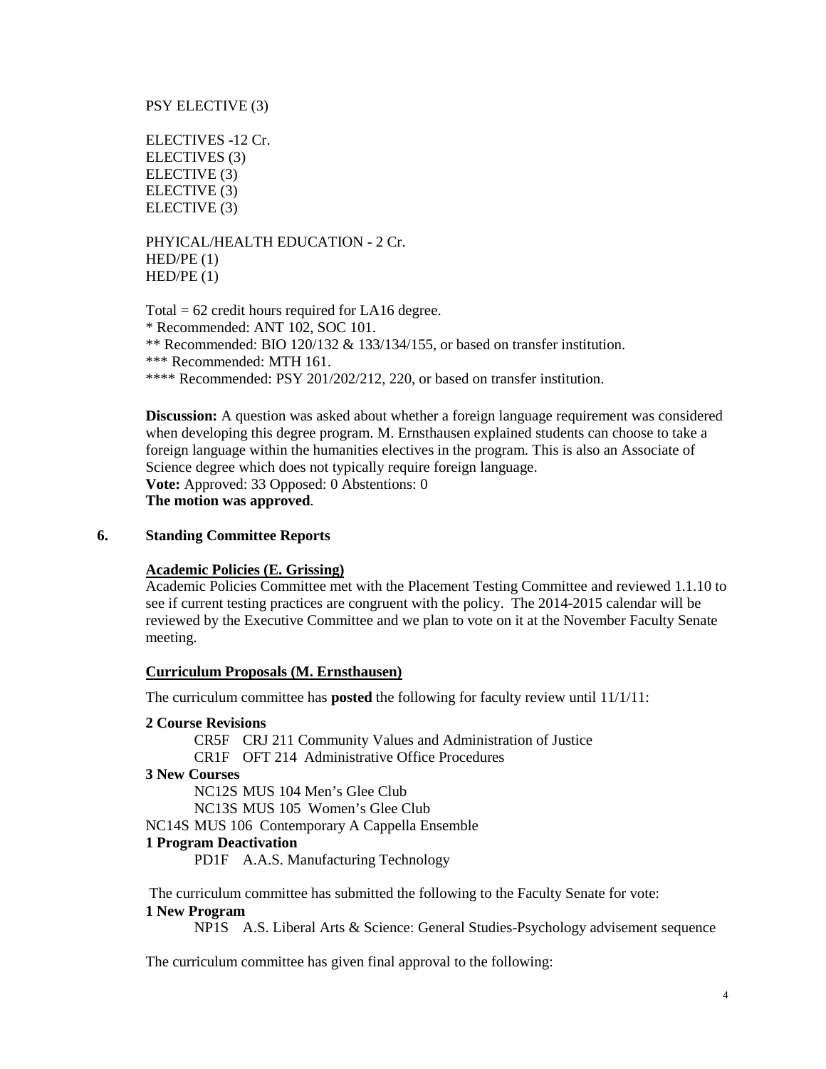PSY ELECTIVE (3)

ELECTIVES -12 Cr.
ELECTIVES (3)
ELECTIVE (3)
ELECTIVE (3)
ELECTIVE (3)

PHYICAL/HEALTH EDUCATION - 2 Cr.
HED/PE (1)
HED/PE (1)

Total = 62 credit hours required for LA16 degree.
* Recommended: ANT 102, SOC 101.
** Recommended: BIO 120/132 & 133/134/155, or based on transfer institution.
*** Recommended: MTH 161.
**** Recommended: PSY 201/202/212, 220, or based on transfer institution.

**Discussion:** A question was asked about whether a foreign language requirement was considered when developing this degree program. M. Ernsthausen explained students can choose to take a foreign language within the humanities electives in the program. This is also an Associate of Science degree which does not typically require foreign language.
**Vote:** Approved: 33 Opposed: 0 Abstentions: 0
**The motion was approved**.

## 6. Standing Committee Reports

**Academic Policies (E. Grissing)**

Academic Policies Committee met with the Placement Testing Committee and reviewed 1.1.10 to see if current testing practices are congruent with the policy. The 2014-2015 calendar will be reviewed by the Executive Committee and we plan to vote on it at the November Faculty Senate meeting.

**Curriculum Proposals (M. Ernsthausen)**

The curriculum committee has **posted** the following for faculty review until 11/1/11:

**2 Course Revisions**
CR5F CRJ 211 Community Values and Administration of Justice
CR1F OFT 214 Administrative Office Procedures

**3 New Courses**
NC12S MUS 104 Men's Glee Club
NC13S MUS 105 Women's Glee Club
NC14S MUS 106 Contemporary A Cappella Ensemble

**1 Program Deactivation**
PD1F A.A.S. Manufacturing Technology

The curriculum committee has submitted the following to the Faculty Senate for vote:

**1 New Program**
NP1S A.S. Liberal Arts & Science: General Studies-Psychology advisement sequence

The curriculum committee has given final approval to the following: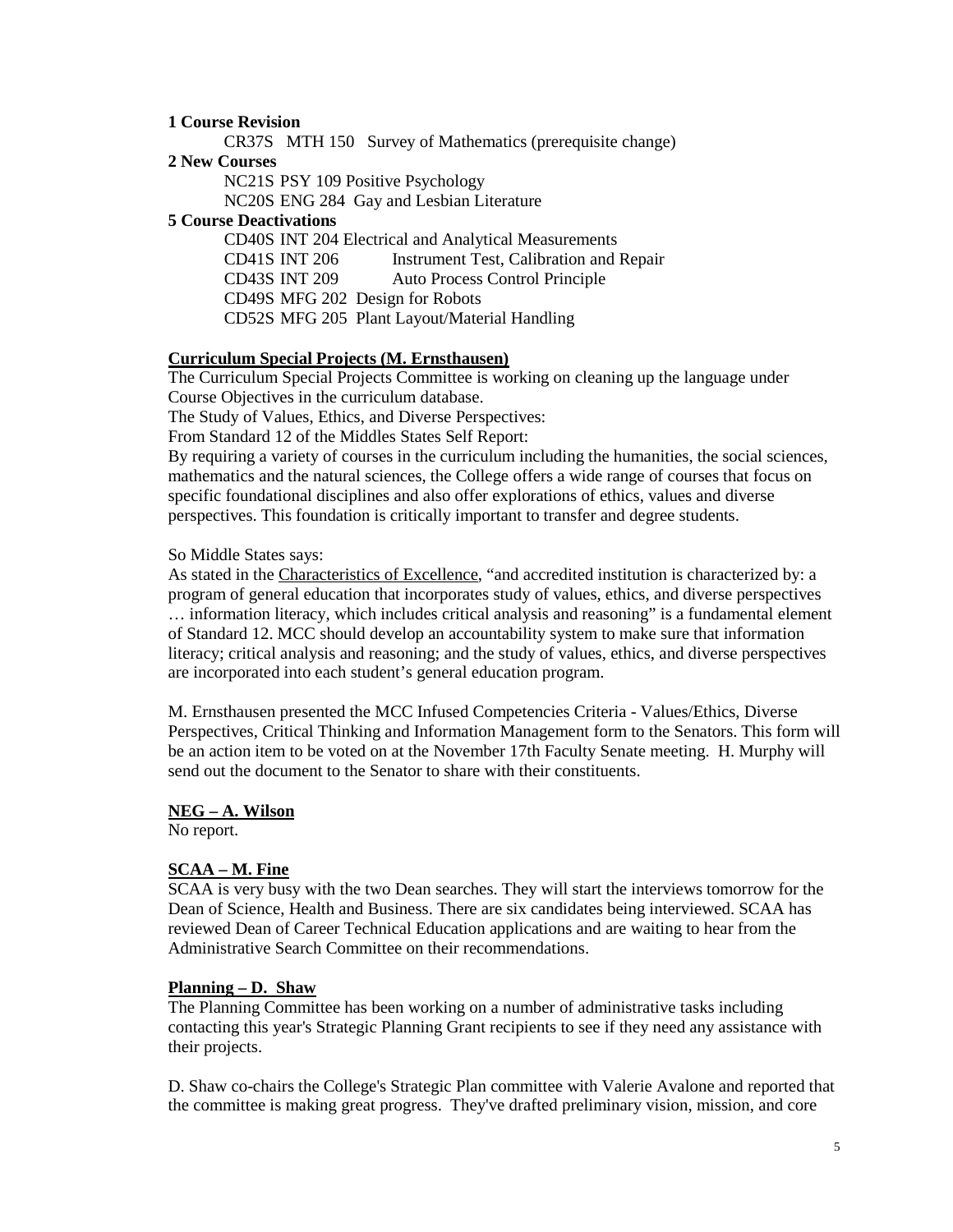**1 Course Revision**

CR37S MTH 150 Survey of Mathematics (prerequisite change)

**2 New Courses**

NC21S PSY 109 Positive Psychology
NC20S ENG 284 Gay and Lesbian Literature

**5 Course Deactivations**

CD40S INT 204 Electrical and Analytical Measurements
CD41S INT 206 Instrument Test, Calibration and Repair
CD43S INT 209 Auto Process Control Principle
CD49S MFG 202 Design for Robots
CD52S MFG 205 Plant Layout/Material Handling

**Curriculum Special Projects (M. Ernsthausen)**

The Curriculum Special Projects Committee is working on cleaning up the language under Course Objectives in the curriculum database.
The Study of Values, Ethics, and Diverse Perspectives:
From Standard 12 of the Middles States Self Report:
By requiring a variety of courses in the curriculum including the humanities, the social sciences, mathematics and the natural sciences, the College offers a wide range of courses that focus on specific foundational disciplines and also offer explorations of ethics, values and diverse perspectives. This foundation is critically important to transfer and degree students.

So Middle States says:
As stated in the Characteristics of Excellence, "and accredited institution is characterized by: a program of general education that incorporates study of values, ethics, and diverse perspectives … information literacy, which includes critical analysis and reasoning" is a fundamental element of Standard 12. MCC should develop an accountability system to make sure that information literacy; critical analysis and reasoning; and the study of values, ethics, and diverse perspectives are incorporated into each student's general education program.

M. Ernsthausen presented the MCC Infused Competencies Criteria - Values/Ethics, Diverse Perspectives, Critical Thinking and Information Management form to the Senators. This form will be an action item to be voted on at the November 17th Faculty Senate meeting. H. Murphy will send out the document to the Senator to share with their constituents.

**NEG – A. Wilson**

No report.

**SCAA – M. Fine**

SCAA is very busy with the two Dean searches. They will start the interviews tomorrow for the Dean of Science, Health and Business. There are six candidates being interviewed. SCAA has reviewed Dean of Career Technical Education applications and are waiting to hear from the Administrative Search Committee on their recommendations.

**Planning – D. Shaw**

The Planning Committee has been working on a number of administrative tasks including contacting this year's Strategic Planning Grant recipients to see if they need any assistance with their projects.

D. Shaw co-chairs the College's Strategic Plan committee with Valerie Avalone and reported that the committee is making great progress. They've drafted preliminary vision, mission, and core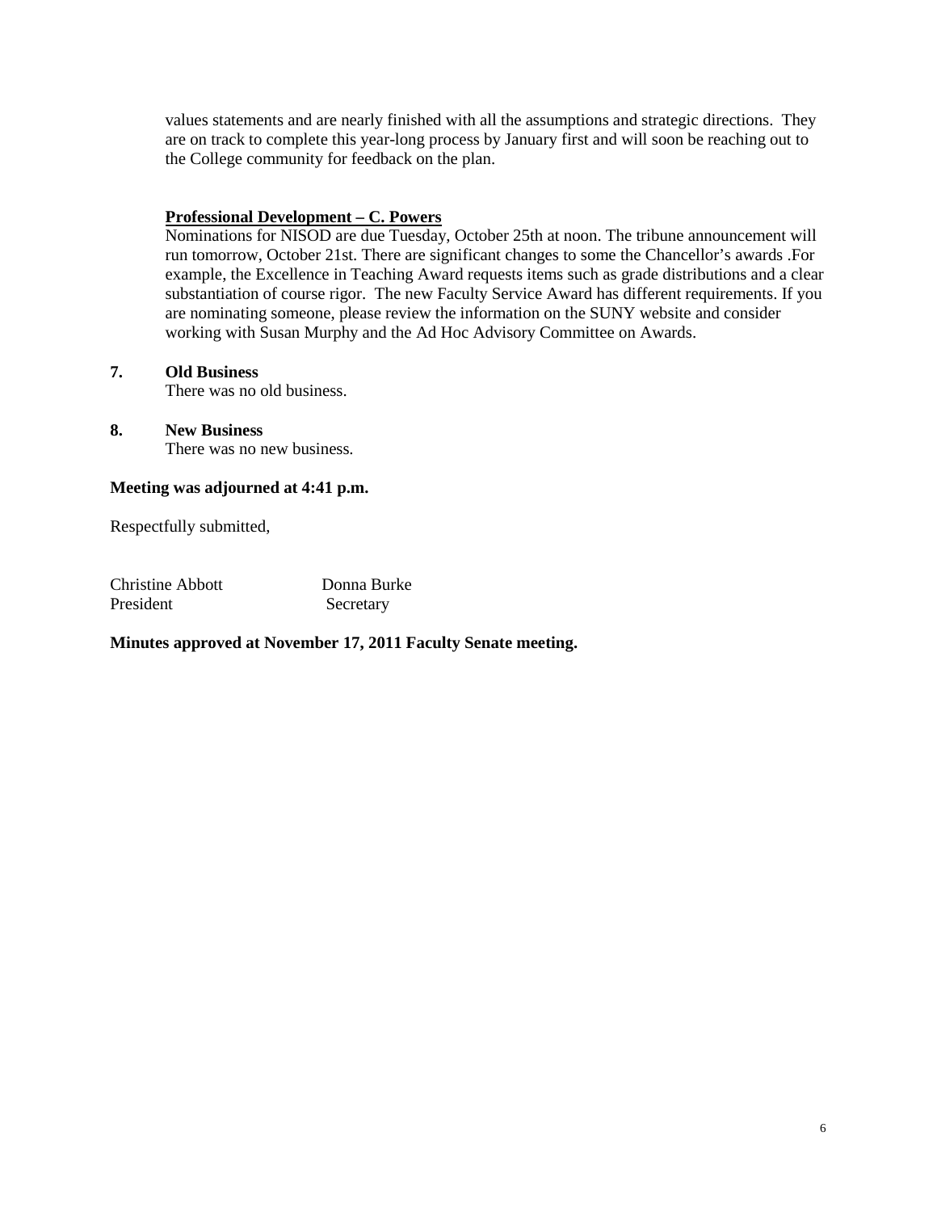values statements and are nearly finished with all the assumptions and strategic directions. They are on track to complete this year-long process by January first and will soon be reaching out to the College community for feedback on the plan.

**Professional Development – C. Powers**

Nominations for NISOD are due Tuesday, October 25th at noon. The tribune announcement will run tomorrow, October 21st. There are significant changes to some the Chancellor's awards .For example, the Excellence in Teaching Award requests items such as grade distributions and a clear substantiation of course rigor. The new Faculty Service Award has different requirements. If you are nominating someone, please review the information on the SUNY website and consider working with Susan Murphy and the Ad Hoc Advisory Committee on Awards.

**7. Old Business**

There was no old business.

**8. New Business**

There was no new business.

**Meeting was adjourned at 4:41 p.m.**

Respectfully submitted,

Christine Abbott — President
Donna Burke — Secretary

**Minutes approved at November 17, 2011 Faculty Senate meeting.**